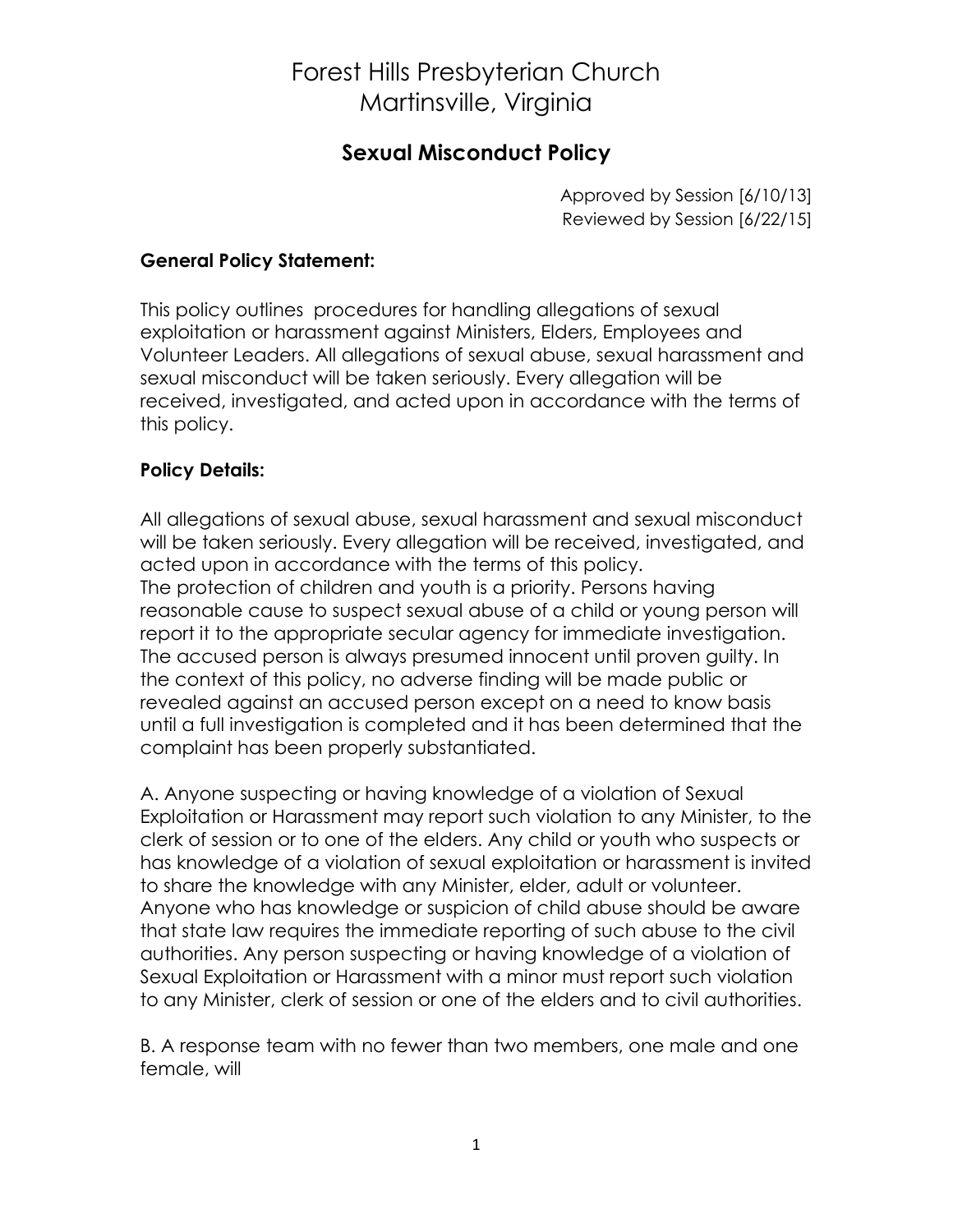# Forest Hills Presbyterian Church
# Martinsville, Virginia

## Sexual Misconduct Policy

Approved by Session [6/10/13]
Reviewed by Session [6/22/15]

**General Policy Statement:**

This policy outlines procedures for handling allegations of sexual exploitation or harassment against Ministers, Elders, Employees and Volunteer Leaders. All allegations of sexual abuse, sexual harassment and sexual misconduct will be taken seriously. Every allegation will be received, investigated, and acted upon in accordance with the terms of this policy.

**Policy Details:**

All allegations of sexual abuse, sexual harassment and sexual misconduct will be taken seriously. Every allegation will be received, investigated, and acted upon in accordance with the terms of this policy.
The protection of children and youth is a priority. Persons having reasonable cause to suspect sexual abuse of a child or young person will report it to the appropriate secular agency for immediate investigation.
The accused person is always presumed innocent until proven guilty. In the context of this policy, no adverse finding will be made public or revealed against an accused person except on a need to know basis until a full investigation is completed and it has been determined that the complaint has been properly substantiated.

A. Anyone suspecting or having knowledge of a violation of Sexual Exploitation or Harassment may report such violation to any Minister, to the clerk of session or to one of the elders. Any child or youth who suspects or has knowledge of a violation of sexual exploitation or harassment is invited to share the knowledge with any Minister, elder, adult or volunteer. Anyone who has knowledge or suspicion of child abuse should be aware that state law requires the immediate reporting of such abuse to the civil authorities. Any person suspecting or having knowledge of a violation of Sexual Exploitation or Harassment with a minor must report such violation to any Minister, clerk of session or one of the elders and to civil authorities.

B. A response team with no fewer than two members, one male and one female, will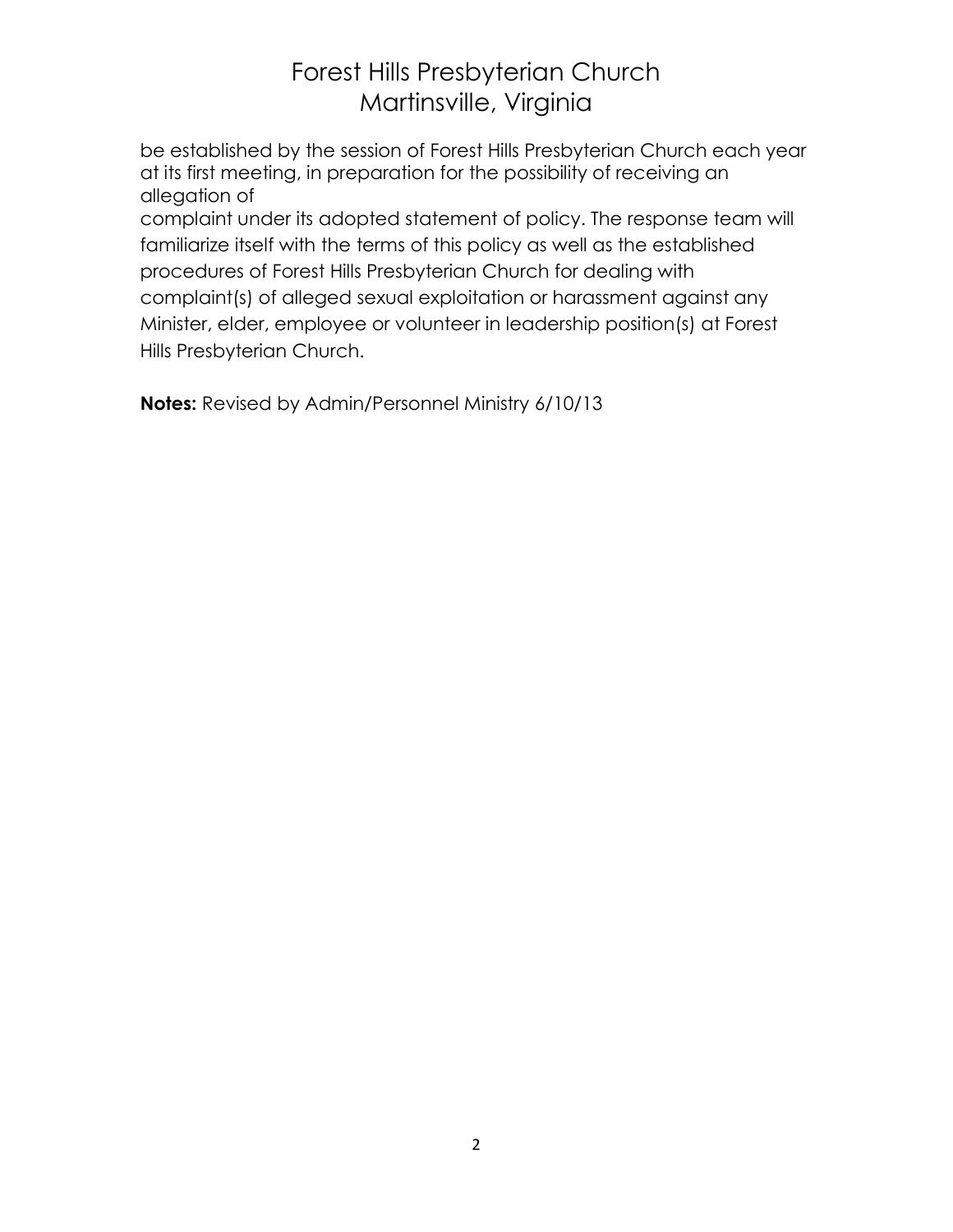be established by the session of Forest Hills Presbyterian Church each year at its first meeting, in preparation for the possibility of receiving an allegation of complaint under its adopted statement of policy. The response team will familiarize itself with the terms of this policy as well as the established procedures of Forest Hills Presbyterian Church for dealing with complaint(s) of alleged sexual exploitation or harassment against any Minister, elder, employee or volunteer in leadership position(s) at Forest Hills Presbyterian Church.

**Notes:** Revised by Admin/Personnel Ministry 6/10/13